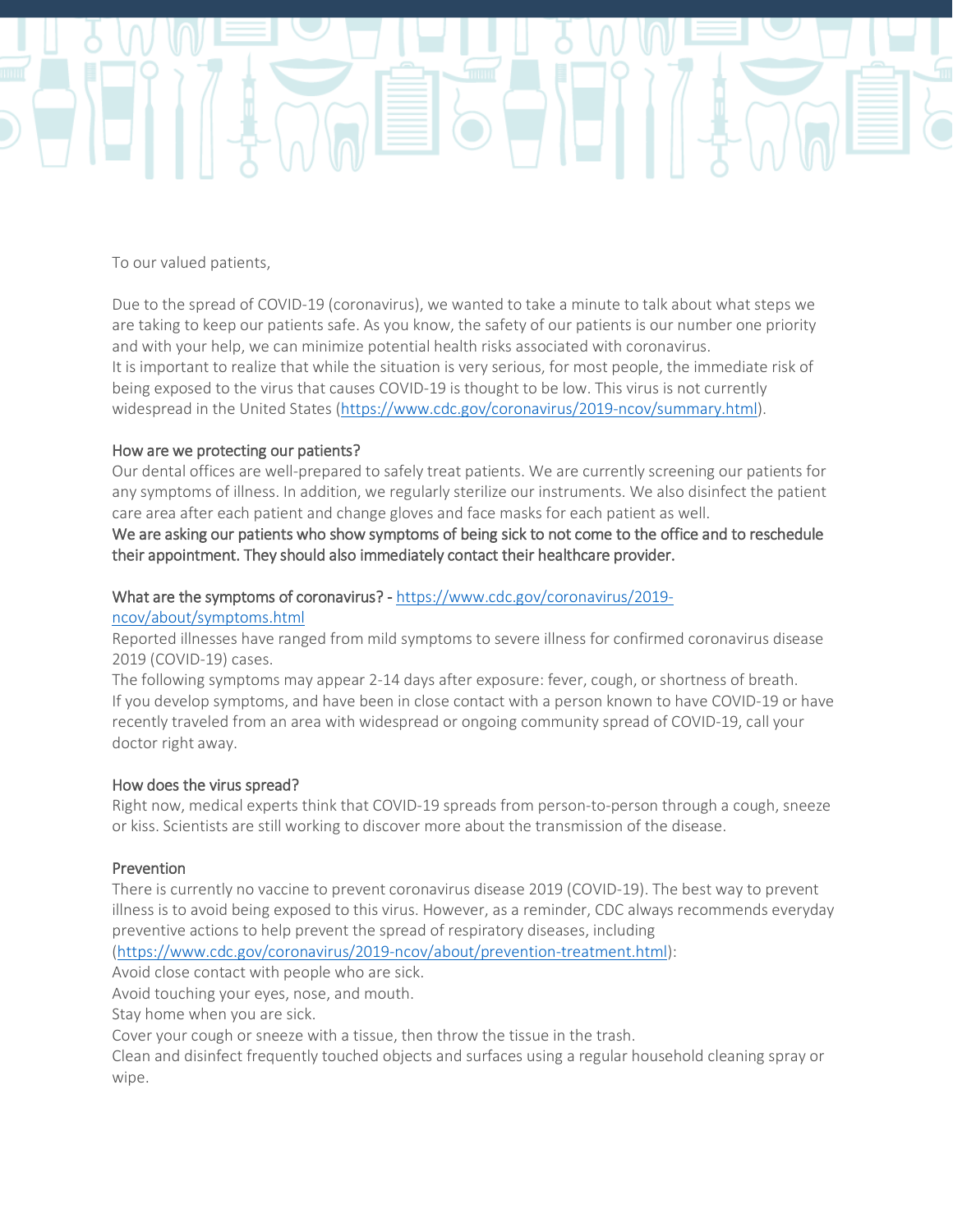To our valued patients,

Due to the spread of COVID-19 (coronavirus), we wanted to take a minute to talk about what steps we are taking to keep our patients safe. As you know, the safety of our patients is our number one priority and with your help, we can minimize potential health risks associated with coronavirus.
It is important to realize that while the situation is very serious, for most people, the immediate risk of being exposed to the virus that causes COVID-19 is thought to be low. This virus is not currently widespread in the United States (https://www.cdc.gov/coronavirus/2019-ncov/summary.html).

## How are we protecting our patients?

Our dental offices are well-prepared to safely treat patients. We are currently screening our patients for any symptoms of illness. In addition, we regularly sterilize our instruments. We also disinfect the patient care area after each patient and change gloves and face masks for each patient as well.
**We are asking our patients who show symptoms of being sick to not come to the office and to reschedule their appointment. They should also immediately contact their healthcare provider.**

## What are the symptoms of coronavirus? - https://www.cdc.gov/coronavirus/2019-ncov/about/symptoms.html

Reported illnesses have ranged from mild symptoms to severe illness for confirmed coronavirus disease 2019 (COVID-19) cases.
The following symptoms may appear 2-14 days after exposure: fever, cough, or shortness of breath.
If you develop symptoms, and have been in close contact with a person known to have COVID-19 or have recently traveled from an area with widespread or ongoing community spread of COVID-19, call your doctor right away.

## How does the virus spread?

Right now, medical experts think that COVID-19 spreads from person-to-person through a cough, sneeze or kiss. Scientists are still working to discover more about the transmission of the disease.

## Prevention

There is currently no vaccine to prevent coronavirus disease 2019 (COVID-19). The best way to prevent illness is to avoid being exposed to this virus. However, as a reminder, CDC always recommends everyday preventive actions to help prevent the spread of respiratory diseases, including (https://www.cdc.gov/coronavirus/2019-ncov/about/prevention-treatment.html):

Avoid close contact with people who are sick.
Avoid touching your eyes, nose, and mouth.
Stay home when you are sick.
Cover your cough or sneeze with a tissue, then throw the tissue in the trash.
Clean and disinfect frequently touched objects and surfaces using a regular household cleaning spray or wipe.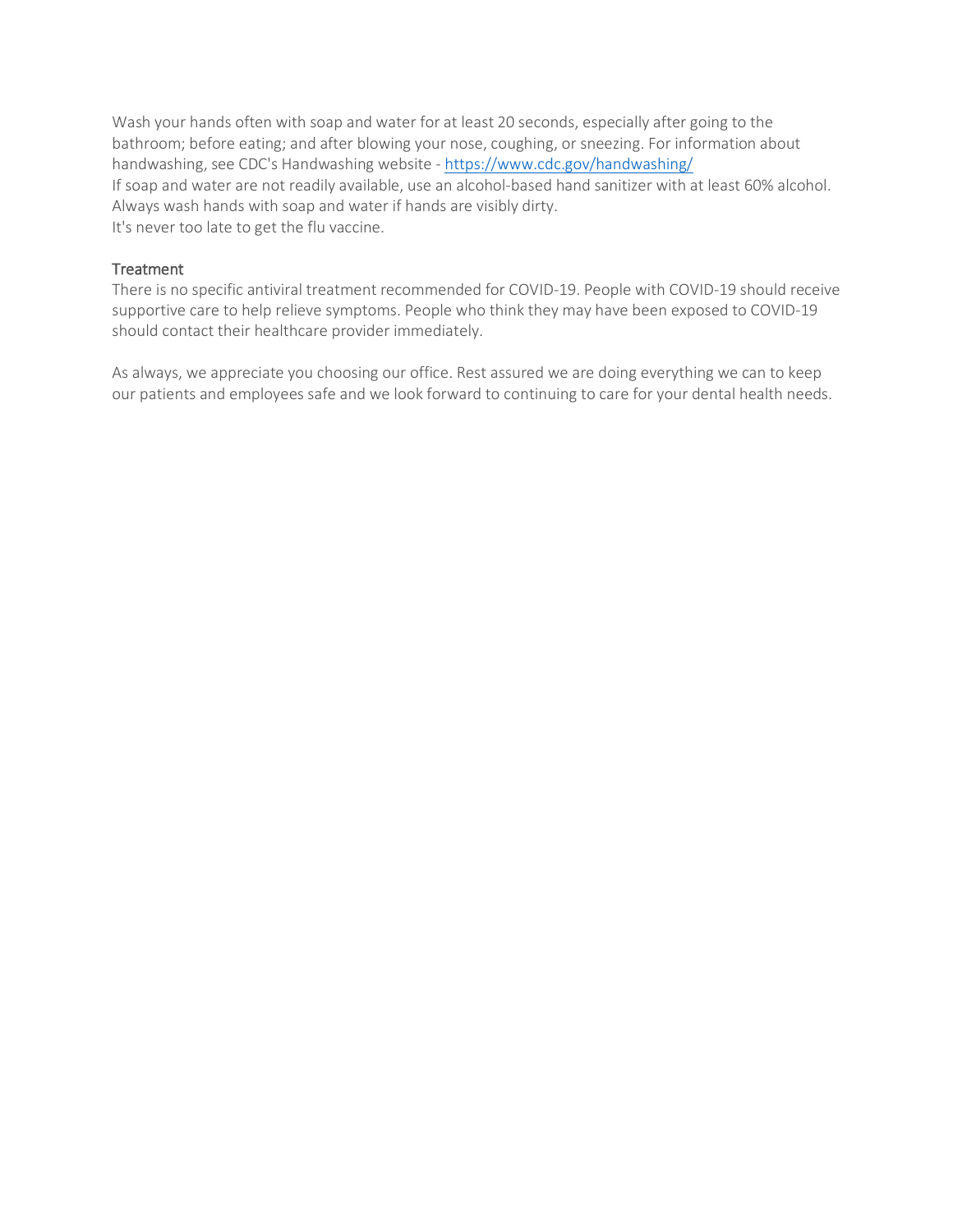Wash your hands often with soap and water for at least 20 seconds, especially after going to the bathroom; before eating; and after blowing your nose, coughing, or sneezing. For information about handwashing, see CDC's Handwashing website - https://www.cdc.gov/handwashing/
If soap and water are not readily available, use an alcohol-based hand sanitizer with at least 60% alcohol. Always wash hands with soap and water if hands are visibly dirty.
It's never too late to get the flu vaccine.

## Treatment

There is no specific antiviral treatment recommended for COVID-19. People with COVID-19 should receive supportive care to help relieve symptoms. People who think they may have been exposed to COVID-19 should contact their healthcare provider immediately.

As always, we appreciate you choosing our office. Rest assured we are doing everything we can to keep our patients and employees safe and we look forward to continuing to care for your dental health needs.